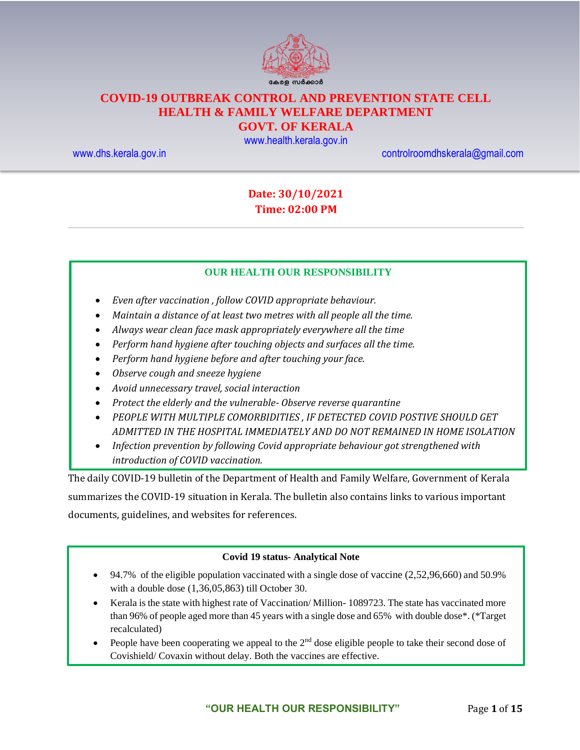കേരള സർക്കാർ

# COVID-19 OUTBREAK CONTROL AND PREVENTION STATE CELL
# HEALTH & FAMILY WELFARE DEPARTMENT
# GOVT. OF KERALA

www.health.kerala.gov.in

www.dhs.kerala.gov.in controlroomdhskerala@gmail.com

**Date: 30/10/2021**
**Time: 02:00 PM**

---

**OUR HEALTH OUR RESPONSIBILITY**

- *Even after vaccination , follow COVID appropriate behaviour.*
- *Maintain a distance of at least two metres with all people all the time.*
- *Always wear clean face mask appropriately everywhere all the time*
- *Perform hand hygiene after touching objects and surfaces all the time.*
- *Perform hand hygiene before and after touching your face.*
- *Observe cough and sneeze hygiene*
- *Avoid unnecessary travel, social interaction*
- *Protect the elderly and the vulnerable- Observe reverse quarantine*
- *PEOPLE WITH MULTIPLE COMORBIDITIES , IF DETECTED COVID POSTIVE SHOULD GET ADMITTED IN THE HOSPITAL IMMEDIATELY AND DO NOT REMAINED IN HOME ISOLATION*
- *Infection prevention by following Covid appropriate behaviour got strengthened with introduction of COVID vaccination.*

The daily COVID-19 bulletin of the Department of Health and Family Welfare, Government of Kerala summarizes the COVID-19 situation in Kerala. The bulletin also contains links to various important documents, guidelines, and websites for references.

**Covid 19 status- Analytical Note**

- 94.7% of the eligible population vaccinated with a single dose of vaccine (2,52,96,660) and 50.9% with a double dose (1,36,05,863) till October 30.
- Kerala is the state with highest rate of Vaccination/ Million- 1089723. The state has vaccinated more than 96% of people aged more than 45 years with a single dose and 65% with double dose*. (*Target recalculated)
- People have been cooperating we appeal to the 2nd dose eligible people to take their second dose of Covishield/ Covaxin without delay. Both the vaccines are effective.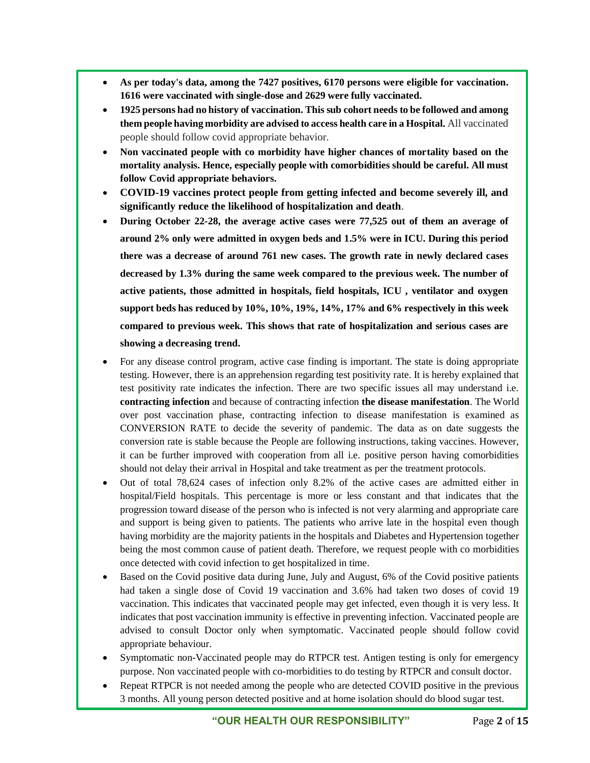- **As per today's data, among the 7427 positives, 6170 persons were eligible for vaccination. 1616 were vaccinated with single-dose and 2629 were fully vaccinated.**
- **1925 persons had no history of vaccination. This sub cohort needs to be followed and among them people having morbidity are advised to access health care in a Hospital.** All vaccinated people should follow covid appropriate behavior.
- **Non vaccinated people with co morbidity have higher chances of mortality based on the mortality analysis. Hence, especially people with comorbidities should be careful. All must follow Covid appropriate behaviors.**
- **COVID-19 vaccines protect people from getting infected and become severely ill, and significantly reduce the likelihood of hospitalization and death**.
- **During October 22-28, the average active cases were 77,525 out of them an average of around 2% only were admitted in oxygen beds and 1.5% were in ICU. During this period there was a decrease of around 761 new cases. The growth rate in newly declared cases decreased by 1.3% during the same week compared to the previous week. The number of active patients, those admitted in hospitals, field hospitals, ICU , ventilator and oxygen support beds has reduced by 10%, 10%, 19%, 14%, 17% and 6% respectively in this week compared to previous week. This shows that rate of hospitalization and serious cases are showing a decreasing trend.**
- For any disease control program, active case finding is important. The state is doing appropriate testing. However, there is an apprehension regarding test positivity rate. It is hereby explained that test positivity rate indicates the infection. There are two specific issues all may understand i.e. **contracting infection** and because of contracting infection **the disease manifestation**. The World over post vaccination phase, contracting infection to disease manifestation is examined as CONVERSION RATE to decide the severity of pandemic. The data as on date suggests the conversion rate is stable because the People are following instructions, taking vaccines. However, it can be further improved with cooperation from all i.e. positive person having comorbidities should not delay their arrival in Hospital and take treatment as per the treatment protocols.
- Out of total 78,624 cases of infection only 8.2% of the active cases are admitted either in hospital/Field hospitals. This percentage is more or less constant and that indicates that the progression toward disease of the person who is infected is not very alarming and appropriate care and support is being given to patients. The patients who arrive late in the hospital even though having morbidity are the majority patients in the hospitals and Diabetes and Hypertension together being the most common cause of patient death. Therefore, we request people with co morbidities once detected with covid infection to get hospitalized in time.
- Based on the Covid positive data during June, July and August, 6% of the Covid positive patients had taken a single dose of Covid 19 vaccination and 3.6% had taken two doses of covid 19 vaccination. This indicates that vaccinated people may get infected, even though it is very less. It indicates that post vaccination immunity is effective in preventing infection. Vaccinated people are advised to consult Doctor only when symptomatic. Vaccinated people should follow covid appropriate behaviour.
- Symptomatic non-Vaccinated people may do RTPCR test. Antigen testing is only for emergency purpose. Non vaccinated people with co-morbidities to do testing by RTPCR and consult doctor.
- Repeat RTPCR is not needed among the people who are detected COVID positive in the previous 3 months. All young person detected positive and at home isolation should do blood sugar test.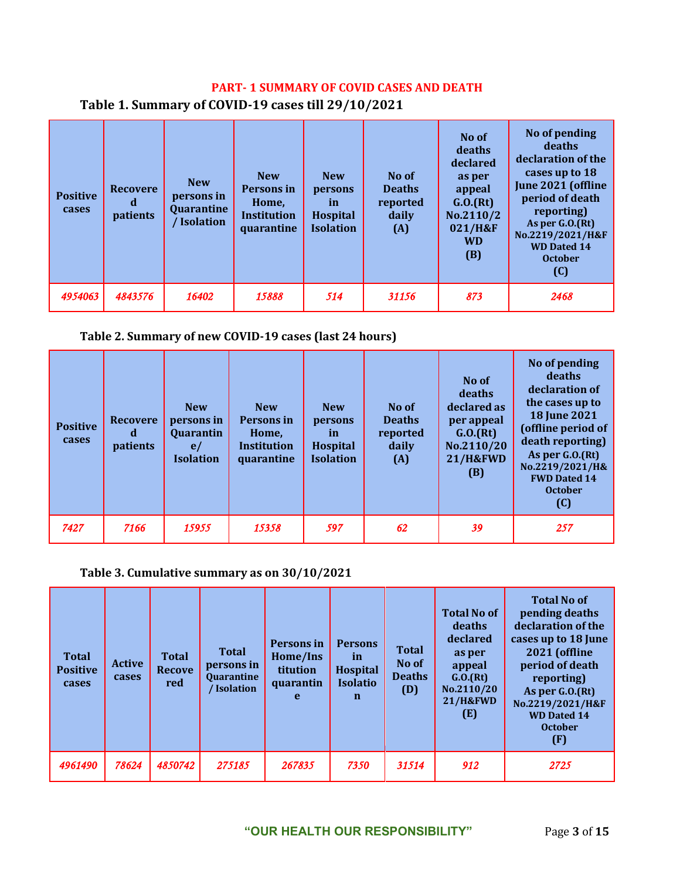## PART- 1 SUMMARY OF COVID CASES AND DEATH

### Table 1. Summary of COVID-19 cases till 29/10/2021

| Positive cases | Recovered patients | New persons in Quarantine / Isolation | New Persons in Home, Institution quarantine | New persons in Hospital Isolation | No of Deaths reported daily (A) | No of deaths declared as per appeal G.O.(Rt) No.2110/2021/H&F WD (B) | No of pending deaths declaration of the cases up to 18 June 2021 (offline period of death reporting) As per G.O.(Rt) No.2219/2021/H&F WD Dated 14 October (C) |
|---|---|---|---|---|---|---|---|
| *4954063* | *4843576* | *16402* | *15888* | *514* | *31156* | *873* | *2468* |

### Table 2. Summary of new COVID-19 cases (last 24 hours)

| Positive cases | Recovered patients | New persons in Quarantine/ Isolation | New Persons in Home, Institution quarantine | New persons in Hospital Isolation | No of Deaths reported daily (A) | No of deaths declared as per appeal G.O.(Rt) No.2110/2021/H&FWD (B) | No of pending deaths declaration of the cases up to 18 June 2021 (offline period of death reporting) As per G.O.(Rt) No.2219/2021/H&FWD Dated 14 October (C) |
|---|---|---|---|---|---|---|---|
| *7427* | *7166* | *15955* | *15358* | *597* | *62* | *39* | *257* |

### Table 3. Cumulative summary as on 30/10/2021

| Total Positive cases | Active cases | Total Recovered | Total persons in Quarantine / Isolation | Persons in Home/Institution quarantine | Persons in Hospital Isolation | Total No of Deaths (D) | Total No of deaths declared as per appeal G.O.(Rt) No.2110/2021/H&FWD (E) | Total No of pending deaths declaration of the cases up to 18 June 2021 (offline period of death reporting) As per G.O.(Rt) No.2219/2021/H&FWD Dated 14 October (F) |
|---|---|---|---|---|---|---|---|---|
| *4961490* | *78624* | *4850742* | *275185* | *267835* | *7350* | *31514* | *912* | *2725* |

"OUR HEALTH OUR RESPONSIBILITY"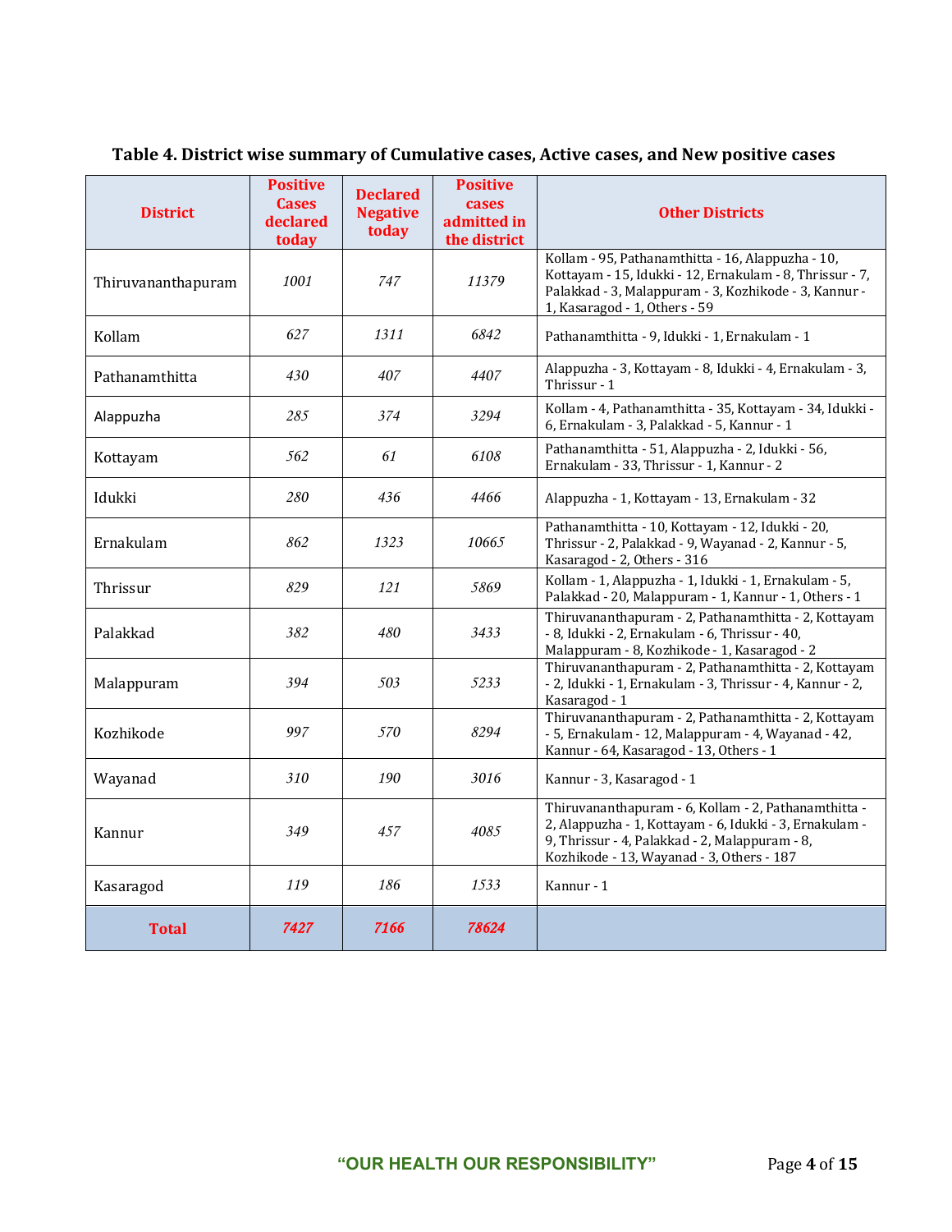**Table 4. District wise summary of Cumulative cases, Active cases, and New positive cases**

| District | Positive Cases declared today | Declared Negative today | Positive cases admitted in the district | Other Districts |
|---|---|---|---|---|
| Thiruvananthapuram | *1001* | *747* | *11379* | Kollam - 95, Pathanamthitta - 16, Alappuzha - 10, Kottayam - 15, Idukki - 12, Ernakulam - 8, Thrissur - 7, Palakkad - 3, Malappuram - 3, Kozhikode - 3, Kannur - 1, Kasaragod - 1, Others - 59 |
| Kollam | *627* | *1311* | *6842* | Pathanamthitta - 9, Idukki - 1, Ernakulam - 1 |
| Pathanamthitta | *430* | *407* | *4407* | Alappuzha - 3, Kottayam - 8, Idukki - 4, Ernakulam - 3, Thrissur - 1 |
| Alappuzha | *285* | *374* | *3294* | Kollam - 4, Pathanamthitta - 35, Kottayam - 34, Idukki - 6, Ernakulam - 3, Palakkad - 5, Kannur - 1 |
| Kottayam | *562* | *61* | *6108* | Pathanamthitta - 51, Alappuzha - 2, Idukki - 56, Ernakulam - 33, Thrissur - 1, Kannur - 2 |
| Idukki | *280* | *436* | *4466* | Alappuzha - 1, Kottayam - 13, Ernakulam - 32 |
| Ernakulam | *862* | *1323* | *10665* | Pathanamthitta - 10, Kottayam - 12, Idukki - 20, Thrissur - 2, Palakkad - 9, Wayanad - 2, Kannur - 5, Kasaragod - 2, Others - 316 |
| Thrissur | *829* | *121* | *5869* | Kollam - 1, Alappuzha - 1, Idukki - 1, Ernakulam - 5, Palakkad - 20, Malappuram - 1, Kannur - 1, Others - 1 |
| Palakkad | *382* | *480* | *3433* | Thiruvananthapuram - 2, Pathanamthitta - 2, Kottayam - 8, Idukki - 2, Ernakulam - 6, Thrissur - 40, Malappuram - 8, Kozhikode - 1, Kasaragod - 2 |
| Malappuram | *394* | *503* | *5233* | Thiruvananthapuram - 2, Pathanamthitta - 2, Kottayam - 2, Idukki - 1, Ernakulam - 3, Thrissur - 4, Kannur - 2, Kasaragod - 1 |
| Kozhikode | *997* | *570* | *8294* | Thiruvananthapuram - 2, Pathanamthitta - 2, Kottayam - 5, Ernakulam - 12, Malappuram - 4, Wayanad - 42, Kannur - 64, Kasaragod - 13, Others - 1 |
| Wayanad | *310* | *190* | *3016* | Kannur - 3, Kasaragod - 1 |
| Kannur | *349* | *457* | *4085* | Thiruvananthapuram - 6, Kollam - 2, Pathanamthitta - 2, Alappuzha - 1, Kottayam - 6, Idukki - 3, Ernakulam - 9, Thrissur - 4, Palakkad - 2, Malappuram - 8, Kozhikode - 13, Wayanad - 3, Others - 187 |
| Kasaragod | *119* | *186* | *1533* | Kannur - 1 |
| **Total** | ***7427*** | ***7166*** | ***78624*** | |

**"OUR HEALTH OUR RESPONSIBILITY"**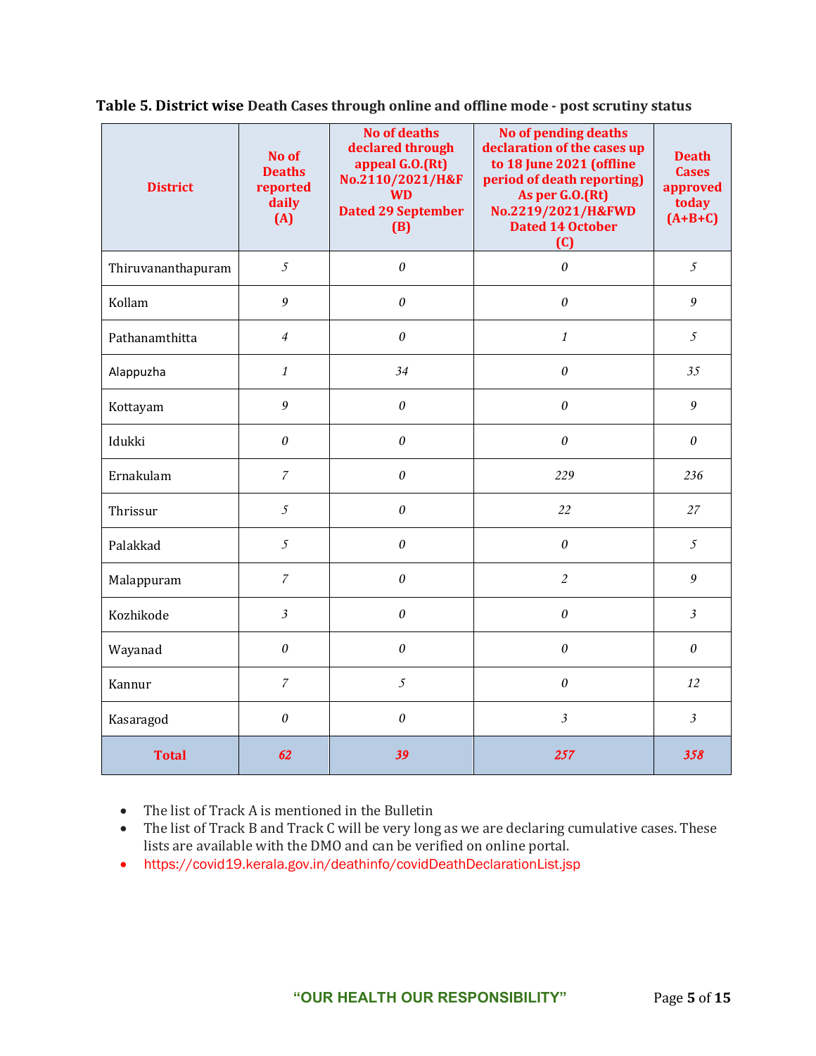**Table 5. District wise** Death Cases through online and offline mode - post scrutiny status

| District | No of Deaths reported daily (A) | No of deaths declared through appeal G.O.(Rt) No.2110/2021/H&FWD Dated 29 September (B) | No of pending deaths declaration of the cases up to 18 June 2021 (offline period of death reporting) As per G.O.(Rt) No.2219/2021/H&FWD Dated 14 October (C) | Death Cases approved today (A+B+C) |
|---|---|---|---|---|
| Thiruvananthapuram | 5 | 0 | 0 | 5 |
| Kollam | 9 | 0 | 0 | 9 |
| Pathanamthitta | 4 | 0 | 1 | 5 |
| Alappuzha | 1 | 34 | 0 | 35 |
| Kottayam | 9 | 0 | 0 | 9 |
| Idukki | 0 | 0 | 0 | 0 |
| Ernakulam | 7 | 0 | 229 | 236 |
| Thrissur | 5 | 0 | 22 | 27 |
| Palakkad | 5 | 0 | 0 | 5 |
| Malappuram | 7 | 0 | 2 | 9 |
| Kozhikode | 3 | 0 | 0 | 3 |
| Wayanad | 0 | 0 | 0 | 0 |
| Kannur | 7 | 5 | 0 | 12 |
| Kasaragod | 0 | 0 | 3 | 3 |
| **Total** | **62** | **39** | **257** | **358** |

- The list of Track A is mentioned in the Bulletin
- The list of Track B and Track C will be very long as we are declaring cumulative cases. These lists are available with the DMO and can be verified on online portal.
- https://covid19.kerala.gov.in/deathinfo/covidDeathDeclarationList.jsp

"OUR HEALTH OUR RESPONSIBILITY"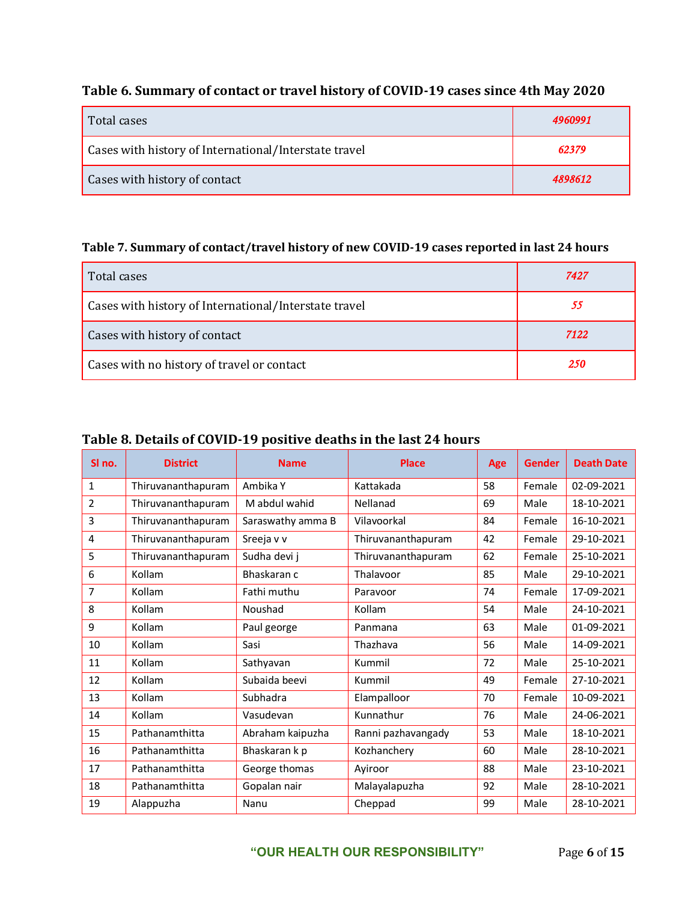### Table 6. Summary of contact or travel history of COVID-19 cases since 4th May 2020

| | |
|---|---|
| Total cases | 4960991 |
| Cases with history of International/Interstate travel | 62379 |
| Cases with history of contact | 4898612 |

### Table 7. Summary of contact/travel history of new COVID-19 cases reported in last 24 hours

| | |
|---|---|
| Total cases | 7427 |
| Cases with history of International/Interstate travel | 55 |
| Cases with history of contact | 7122 |
| Cases with no history of travel or contact | 250 |

### Table 8. Details of COVID-19 positive deaths in the last 24 hours

| Sl no. | District | Name | Place | Age | Gender | Death Date |
|---|---|---|---|---|---|---|
| 1 | Thiruvananthapuram | Ambika Y | Kattakada | 58 | Female | 02-09-2021 |
| 2 | Thiruvananthapuram | M abdul wahid | Nellanad | 69 | Male | 18-10-2021 |
| 3 | Thiruvananthapuram | Saraswathy amma B | Vilavoorkal | 84 | Female | 16-10-2021 |
| 4 | Thiruvananthapuram | Sreeja v v | Thiruvananthapuram | 42 | Female | 29-10-2021 |
| 5 | Thiruvananthapuram | Sudha devi j | Thiruvananthapuram | 62 | Female | 25-10-2021 |
| 6 | Kollam | Bhaskaran c | Thalavoor | 85 | Male | 29-10-2021 |
| 7 | Kollam | Fathi muthu | Paravoor | 74 | Female | 17-09-2021 |
| 8 | Kollam | Noushad | Kollam | 54 | Male | 24-10-2021 |
| 9 | Kollam | Paul george | Panmana | 63 | Male | 01-09-2021 |
| 10 | Kollam | Sasi | Thazhava | 56 | Male | 14-09-2021 |
| 11 | Kollam | Sathyavan | Kummil | 72 | Male | 25-10-2021 |
| 12 | Kollam | Subaida beevi | Kummil | 49 | Female | 27-10-2021 |
| 13 | Kollam | Subhadra | Elampalloor | 70 | Female | 10-09-2021 |
| 14 | Kollam | Vasudevan | Kunnathur | 76 | Male | 24-06-2021 |
| 15 | Pathanamthitta | Abraham kaipuzha | Ranni pazhavangady | 53 | Male | 18-10-2021 |
| 16 | Pathanamthitta | Bhaskaran k p | Kozhanchery | 60 | Male | 28-10-2021 |
| 17 | Pathanamthitta | George thomas | Ayiroor | 88 | Male | 23-10-2021 |
| 18 | Pathanamthitta | Gopalan nair | Malayalapuzha | 92 | Male | 28-10-2021 |
| 19 | Alappuzha | Nanu | Cheppad | 99 | Male | 28-10-2021 |

"OUR HEALTH OUR RESPONSIBILITY"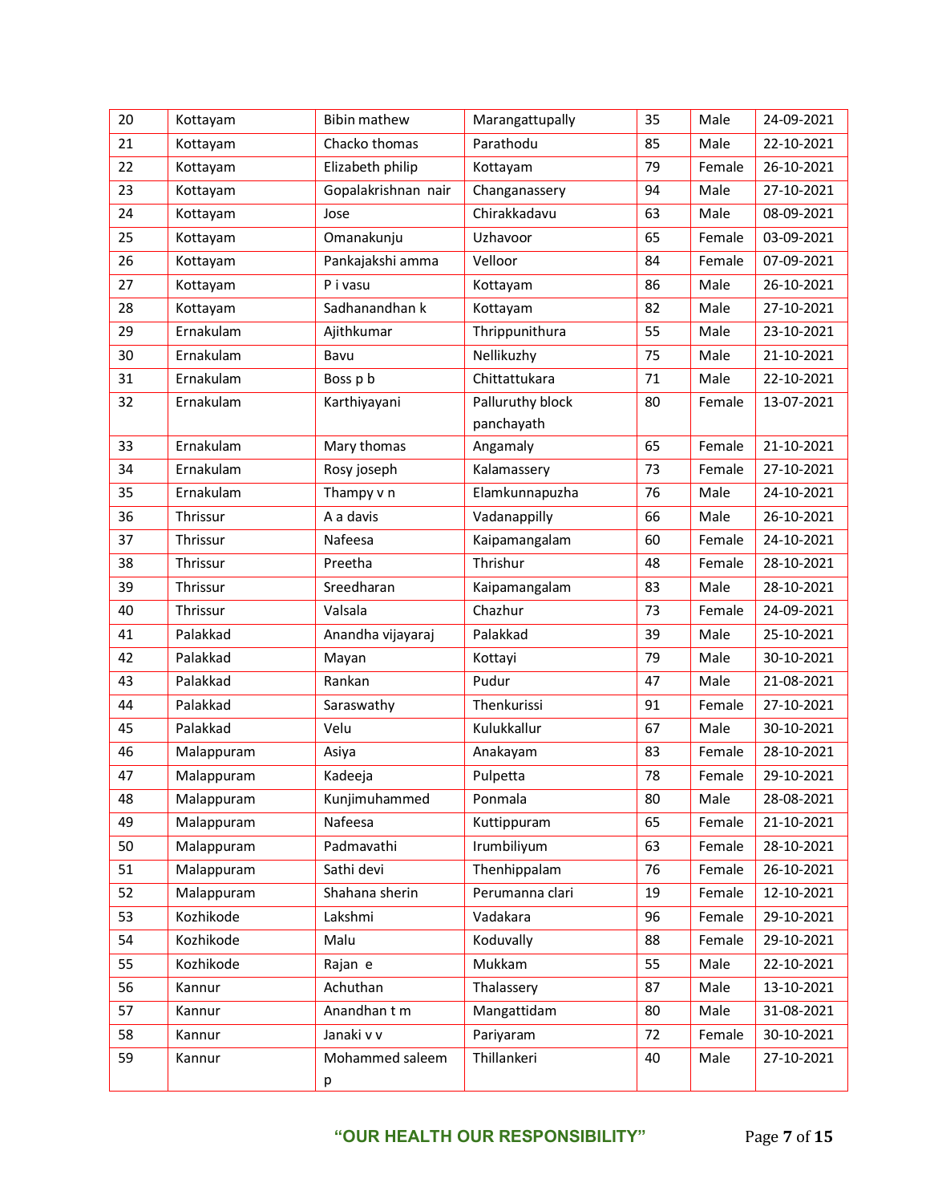| 20 | Kottayam | Bibin mathew | Marangattupally | 35 | Male | 24-09-2021 |
|---|---|---|---|---|---|---|
| 21 | Kottayam | Chacko thomas | Parathodu | 85 | Male | 22-10-2021 |
| 22 | Kottayam | Elizabeth philip | Kottayam | 79 | Female | 26-10-2021 |
| 23 | Kottayam | Gopalakrishnan nair | Changanassery | 94 | Male | 27-10-2021 |
| 24 | Kottayam | Jose | Chirakkadavu | 63 | Male | 08-09-2021 |
| 25 | Kottayam | Omanakunju | Uzhavoor | 65 | Female | 03-09-2021 |
| 26 | Kottayam | Pankajakshi amma | Velloor | 84 | Female | 07-09-2021 |
| 27 | Kottayam | P i vasu | Kottayam | 86 | Male | 26-10-2021 |
| 28 | Kottayam | Sadhanandhan k | Kottayam | 82 | Male | 27-10-2021 |
| 29 | Ernakulam | Ajithkumar | Thrippunithura | 55 | Male | 23-10-2021 |
| 30 | Ernakulam | Bavu | Nellikuzhy | 75 | Male | 21-10-2021 |
| 31 | Ernakulam | Boss p b | Chittattukara | 71 | Male | 22-10-2021 |
| 32 | Ernakulam | Karthiyayani | Palluruthy block panchayath | 80 | Female | 13-07-2021 |
| 33 | Ernakulam | Mary thomas | Angamaly | 65 | Female | 21-10-2021 |
| 34 | Ernakulam | Rosy joseph | Kalamassery | 73 | Female | 27-10-2021 |
| 35 | Ernakulam | Thampy v n | Elamkunnapuzha | 76 | Male | 24-10-2021 |
| 36 | Thrissur | A a davis | Vadanappilly | 66 | Male | 26-10-2021 |
| 37 | Thrissur | Nafeesa | Kaipamangalam | 60 | Female | 24-10-2021 |
| 38 | Thrissur | Preetha | Thrishur | 48 | Female | 28-10-2021 |
| 39 | Thrissur | Sreedharan | Kaipamangalam | 83 | Male | 28-10-2021 |
| 40 | Thrissur | Valsala | Chazhur | 73 | Female | 24-09-2021 |
| 41 | Palakkad | Anandha vijayaraj | Palakkad | 39 | Male | 25-10-2021 |
| 42 | Palakkad | Mayan | Kottayi | 79 | Male | 30-10-2021 |
| 43 | Palakkad | Rankan | Pudur | 47 | Male | 21-08-2021 |
| 44 | Palakkad | Saraswathy | Thenkurissi | 91 | Female | 27-10-2021 |
| 45 | Palakkad | Velu | Kulukkallur | 67 | Male | 30-10-2021 |
| 46 | Malappuram | Asiya | Anakayam | 83 | Female | 28-10-2021 |
| 47 | Malappuram | Kadeeja | Pulpetta | 78 | Female | 29-10-2021 |
| 48 | Malappuram | Kunjimuhammed | Ponmala | 80 | Male | 28-08-2021 |
| 49 | Malappuram | Nafeesa | Kuttippuram | 65 | Female | 21-10-2021 |
| 50 | Malappuram | Padmavathi | Irumbiliyum | 63 | Female | 28-10-2021 |
| 51 | Malappuram | Sathi devi | Thenhippalam | 76 | Female | 26-10-2021 |
| 52 | Malappuram | Shahana sherin | Perumanna clari | 19 | Female | 12-10-2021 |
| 53 | Kozhikode | Lakshmi | Vadakara | 96 | Female | 29-10-2021 |
| 54 | Kozhikode | Malu | Koduvally | 88 | Female | 29-10-2021 |
| 55 | Kozhikode | Rajan e | Mukkam | 55 | Male | 22-10-2021 |
| 56 | Kannur | Achuthan | Thalassery | 87 | Male | 13-10-2021 |
| 57 | Kannur | Anandhan t m | Mangattidam | 80 | Male | 31-08-2021 |
| 58 | Kannur | Janaki v v | Pariyaram | 72 | Female | 30-10-2021 |
| 59 | Kannur | Mohammed saleem p | Thillankeri | 40 | Male | 27-10-2021 |

**"OUR HEALTH OUR RESPONSIBILITY"**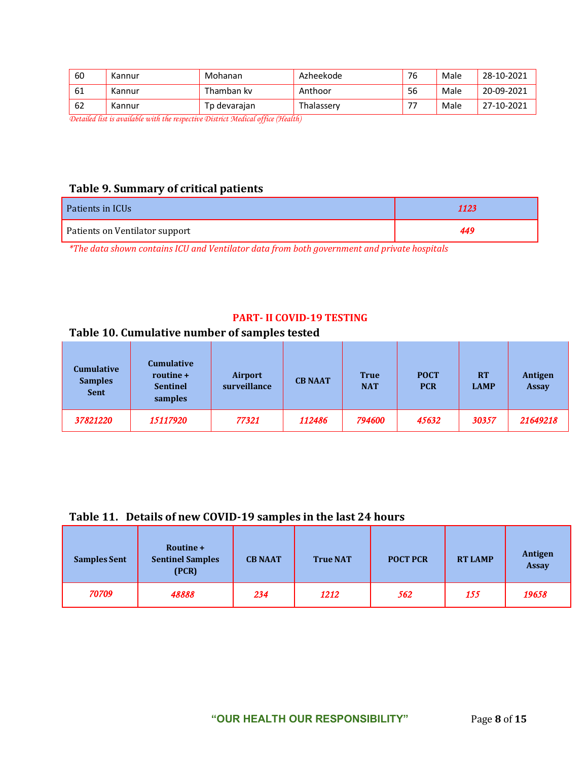| 60 | Kannur | Mohanan | Azheekode | 76 | Male | 28-10-2021 |
|---|---|---|---|---|---|---|
| 61 | Kannur | Thamban kv | Anthoor | 56 | Male | 20-09-2021 |
| 62 | Kannur | Tp devarajan | Thalassery | 77 | Male | 27-10-2021 |

*Detailed list is available with the respective District Medical office (Health)*

### Table 9. Summary of critical patients

| Patients in ICUs | *1123* |
|---|---|
| Patients on Ventilator support | *449* |

*\*The data shown contains ICU and Ventilator data from both government and private hospitals*

## PART- II COVID-19 TESTING

### Table 10. Cumulative number of samples tested

| Cumulative Samples Sent | Cumulative routine + Sentinel samples | Airport surveillance | CB NAAT | True NAT | POCT PCR | RT LAMP | Antigen Assay |
|---|---|---|---|---|---|---|---|
| *37821220* | *15117920* | *77321* | *112486* | *794600* | *45632* | *30357* | *21649218* |

### Table 11. Details of new COVID-19 samples in the last 24 hours

| Samples Sent | Routine + Sentinel Samples (PCR) | CB NAAT | True NAT | POCT PCR | RT LAMP | Antigen Assay |
|---|---|---|---|---|---|---|
| *70709* | *48888* | *234* | *1212* | *562* | *155* | *19658* |

**"OUR HEALTH OUR RESPONSIBILITY"**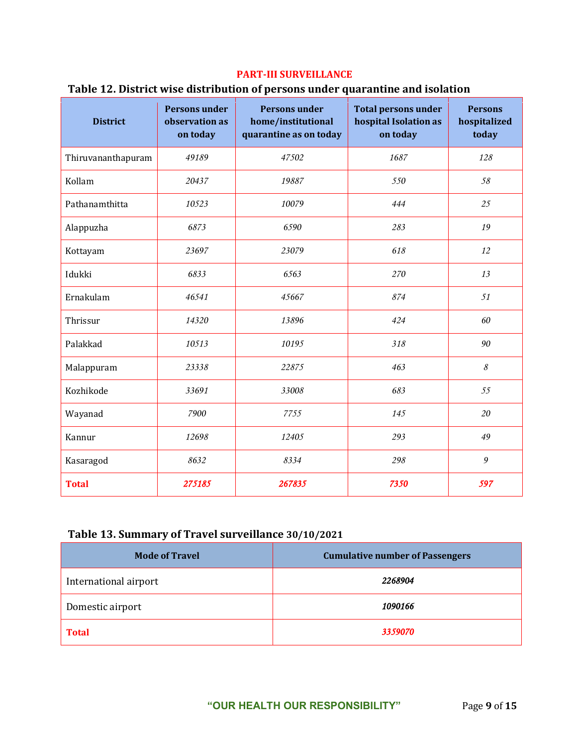## PART-III SURVEILLANCE

### Table 12. District wise distribution of persons under quarantine and isolation

| District | Persons under observation as on today | Persons under home/institutional quarantine as on today | Total persons under hospital Isolation as on today | Persons hospitalized today |
|---|---|---|---|---|
| Thiruvananthapuram | *49189* | *47502* | *1687* | *128* |
| Kollam | *20437* | *19887* | *550* | *58* |
| Pathanamthitta | *10523* | *10079* | *444* | *25* |
| Alappuzha | *6873* | *6590* | *283* | *19* |
| Kottayam | *23697* | *23079* | *618* | *12* |
| Idukki | *6833* | *6563* | *270* | *13* |
| Ernakulam | *46541* | *45667* | *874* | *51* |
| Thrissur | *14320* | *13896* | *424* | *60* |
| Palakkad | *10513* | *10195* | *318* | *90* |
| Malappuram | *23338* | *22875* | *463* | *8* |
| Kozhikode | *33691* | *33008* | *683* | *55* |
| Wayanad | *7900* | *7755* | *145* | *20* |
| Kannur | *12698* | *12405* | *293* | *49* |
| Kasaragod | *8632* | *8334* | *298* | *9* |
| **Total** | ***275185*** | ***267835*** | ***7350*** | ***597*** |

### Table 13. Summary of Travel surveillance 30/10/2021

| Mode of Travel | Cumulative number of Passengers |
|---|---|
| International airport | ***2268904*** |
| Domestic airport | ***1090166*** |
| **Total** | ***3359070*** |

**"OUR HEALTH OUR RESPONSIBILITY"**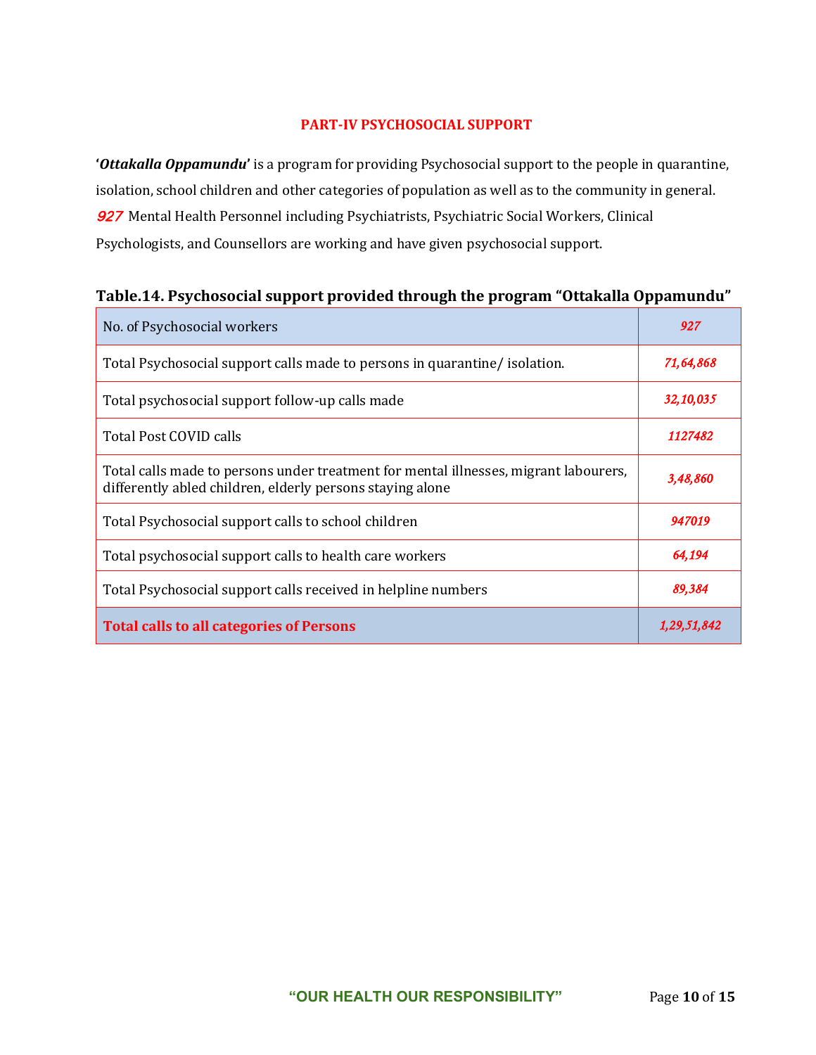## PART-IV PSYCHOSOCIAL SUPPORT

'***Ottakalla Oppamundu***' is a program for providing Psychosocial support to the people in quarantine, isolation, school children and other categories of population as well as to the community in general. *927* Mental Health Personnel including Psychiatrists, Psychiatric Social Workers, Clinical Psychologists, and Counsellors are working and have given psychosocial support.

**Table.14. Psychosocial support provided through the program "Ottakalla Oppamundu"**

| No. of Psychosocial workers | *927* |
|---|---|
| Total Psychosocial support calls made to persons in quarantine/ isolation. | *71,64,868* |
| Total psychosocial support follow-up calls made | *32,10,035* |
| Total Post COVID calls | *1127482* |
| Total calls made to persons under treatment for mental illnesses, migrant labourers, differently abled children, elderly persons staying alone | *3,48,860* |
| Total Psychosocial support calls to school children | *947019* |
| Total psychosocial support calls to health care workers | *64,194* |
| Total Psychosocial support calls received in helpline numbers | *89,384* |
| **Total calls to all categories of Persons** | ***1,29,51,842*** |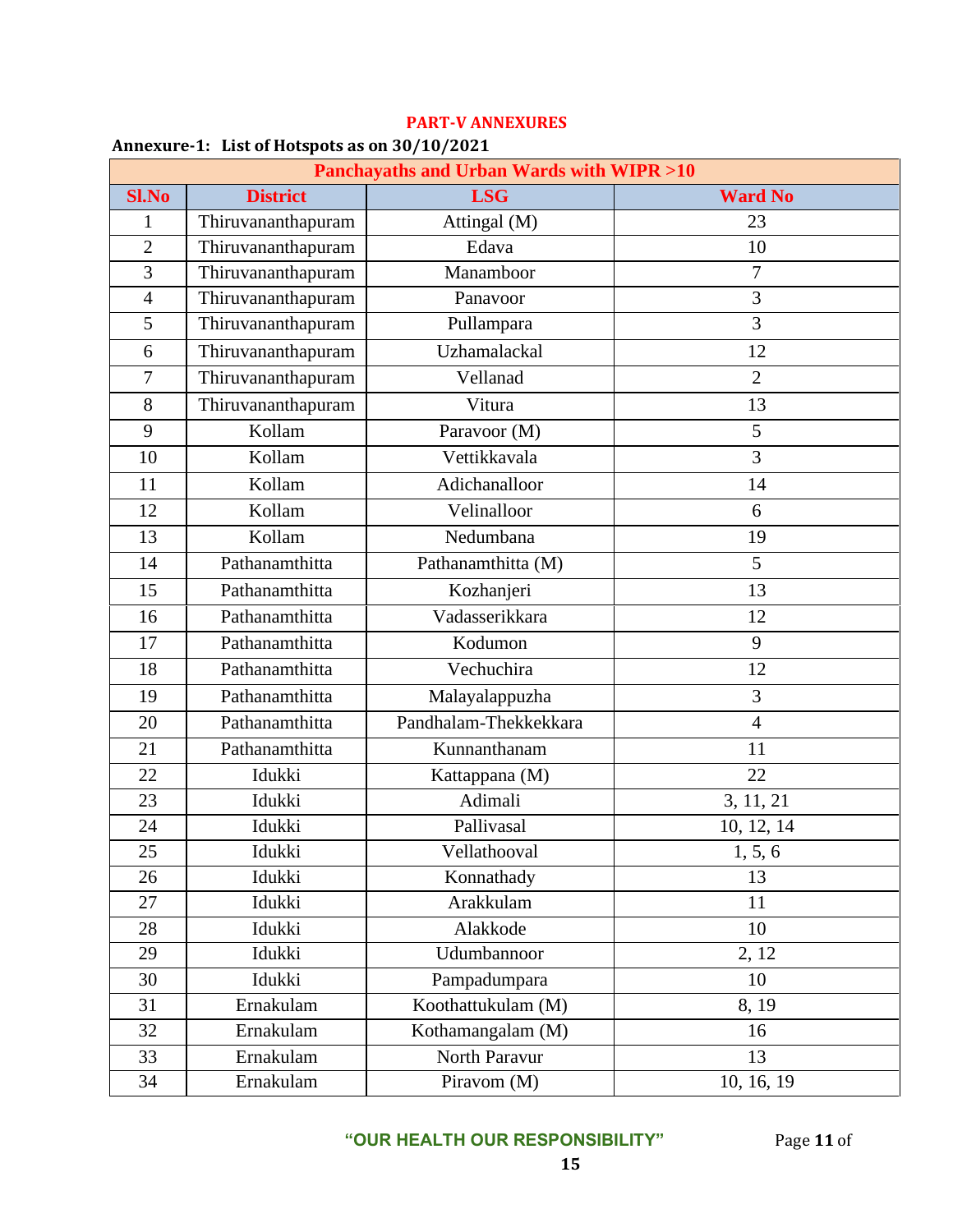## PART-V ANNEXURES

**Annexure-1: List of Hotspots as on 30/10/2021**

| Panchayaths and Urban Wards with WIPR >10 | | | |
|---|---|---|---|
| **Sl.No** | **District** | **LSG** | **Ward No** |
| 1 | Thiruvananthapuram | Attingal (M) | 23 |
| 2 | Thiruvananthapuram | Edava | 10 |
| 3 | Thiruvananthapuram | Manamboor | 7 |
| 4 | Thiruvananthapuram | Panavoor | 3 |
| 5 | Thiruvananthapuram | Pullampara | 3 |
| 6 | Thiruvananthapuram | Uzhamalackal | 12 |
| 7 | Thiruvananthapuram | Vellanad | 2 |
| 8 | Thiruvananthapuram | Vitura | 13 |
| 9 | Kollam | Paravoor (M) | 5 |
| 10 | Kollam | Vettikkavala | 3 |
| 11 | Kollam | Adichanalloor | 14 |
| 12 | Kollam | Velinalloor | 6 |
| 13 | Kollam | Nedumbana | 19 |
| 14 | Pathanamthitta | Pathanamthitta (M) | 5 |
| 15 | Pathanamthitta | Kozhanjeri | 13 |
| 16 | Pathanamthitta | Vadasserikkara | 12 |
| 17 | Pathanamthitta | Kodumon | 9 |
| 18 | Pathanamthitta | Vechuchira | 12 |
| 19 | Pathanamthitta | Malayalappuzha | 3 |
| 20 | Pathanamthitta | Pandhalam-Thekkekkara | 4 |
| 21 | Pathanamthitta | Kunnanthanam | 11 |
| 22 | Idukki | Kattappana (M) | 22 |
| 23 | Idukki | Adimali | 3, 11, 21 |
| 24 | Idukki | Pallivasal | 10, 12, 14 |
| 25 | Idukki | Vellathooval | 1, 5, 6 |
| 26 | Idukki | Konnathady | 13 |
| 27 | Idukki | Arakkulam | 11 |
| 28 | Idukki | Alakkode | 10 |
| 29 | Idukki | Udumbannoor | 2, 12 |
| 30 | Idukki | Pampadumpara | 10 |
| 31 | Ernakulam | Koothattukulam (M) | 8, 19 |
| 32 | Ernakulam | Kothamangalam (M) | 16 |
| 33 | Ernakulam | North Paravur | 13 |
| 34 | Ernakulam | Piravom (M) | 10, 16, 19 |

**"OUR HEALTH OUR RESPONSIBILITY"**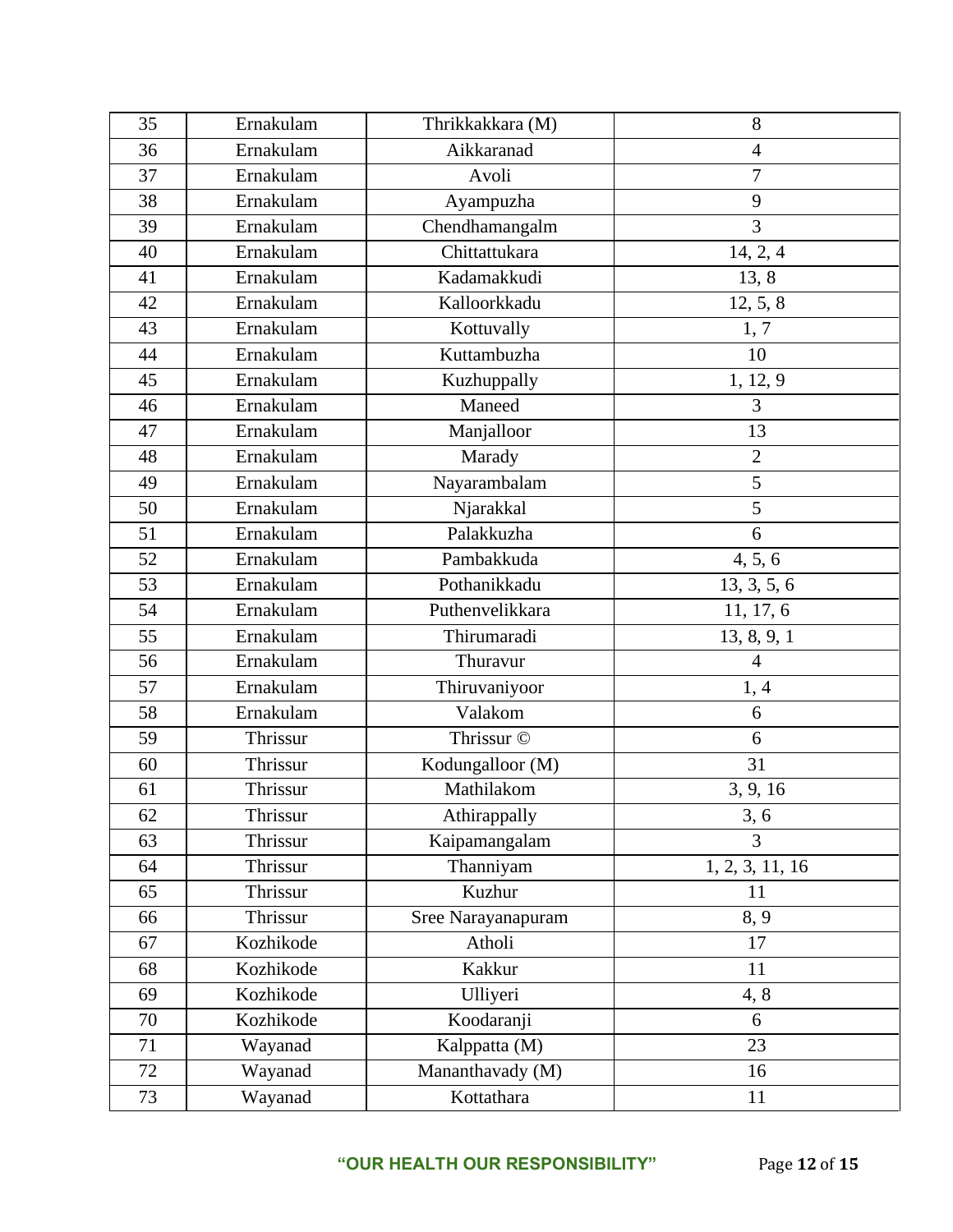| 35 | Ernakulam | Thrikkakkara (M) | 8 |
|---|---|---|---|
| 36 | Ernakulam | Aikkaranad | 4 |
| 37 | Ernakulam | Avoli | 7 |
| 38 | Ernakulam | Ayampuzha | 9 |
| 39 | Ernakulam | Chendhamangalm | 3 |
| 40 | Ernakulam | Chittattukara | 14, 2, 4 |
| 41 | Ernakulam | Kadamakkudi | 13, 8 |
| 42 | Ernakulam | Kalloorkkadu | 12, 5, 8 |
| 43 | Ernakulam | Kottuvally | 1, 7 |
| 44 | Ernakulam | Kuttambuzha | 10 |
| 45 | Ernakulam | Kuzhuppally | 1, 12, 9 |
| 46 | Ernakulam | Maneed | 3 |
| 47 | Ernakulam | Manjalloor | 13 |
| 48 | Ernakulam | Marady | 2 |
| 49 | Ernakulam | Nayarambalam | 5 |
| 50 | Ernakulam | Njarakkal | 5 |
| 51 | Ernakulam | Palakkuzha | 6 |
| 52 | Ernakulam | Pambakkuda | 4, 5, 6 |
| 53 | Ernakulam | Pothanikkadu | 13, 3, 5, 6 |
| 54 | Ernakulam | Puthenvelikkara | 11, 17, 6 |
| 55 | Ernakulam | Thirumaradi | 13, 8, 9, 1 |
| 56 | Ernakulam | Thuravur | 4 |
| 57 | Ernakulam | Thiruvaniyoor | 1, 4 |
| 58 | Ernakulam | Valakom | 6 |
| 59 | Thrissur | Thrissur © | 6 |
| 60 | Thrissur | Kodungalloor (M) | 31 |
| 61 | Thrissur | Mathilakom | 3, 9, 16 |
| 62 | Thrissur | Athirappally | 3, 6 |
| 63 | Thrissur | Kaipamangalam | 3 |
| 64 | Thrissur | Thanniyam | 1, 2, 3, 11, 16 |
| 65 | Thrissur | Kuzhur | 11 |
| 66 | Thrissur | Sree Narayanapuram | 8, 9 |
| 67 | Kozhikode | Atholi | 17 |
| 68 | Kozhikode | Kakkur | 11 |
| 69 | Kozhikode | Ulliyeri | 4, 8 |
| 70 | Kozhikode | Koodaranji | 6 |
| 71 | Wayanad | Kalppatta (M) | 23 |
| 72 | Wayanad | Mananthavady (M) | 16 |
| 73 | Wayanad | Kottathara | 11 |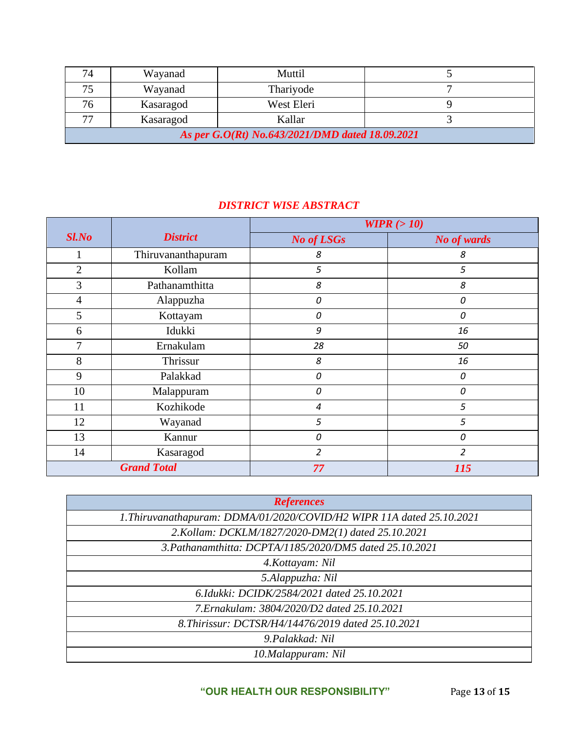| 74 | Wayanad | Muttil | 5 |
|---|---|---|---|
| 75 | Wayanad | Thariyode | 7 |
| 76 | Kasaragod | West Eleri | 9 |
| 77 | Kasaragod | Kallar | 3 |
| ***As per G.O(Rt) No.643/2021/DMD dated 18.09.2021*** | | | |

## *DISTRICT WISE ABSTRACT*

| ***Sl.No*** | ***District*** | ***WIPR (> 10)*** | |
|---|---|---|---|
| | | ***No of LSGs*** | ***No of wards*** |
| 1 | Thiruvananthapuram | 8 | 8 |
| 2 | Kollam | 5 | 5 |
| 3 | Pathanamthitta | 8 | 8 |
| 4 | Alappuzha | 0 | 0 |
| 5 | Kottayam | 0 | 0 |
| 6 | Idukki | 9 | 16 |
| 7 | Ernakulam | 28 | 50 |
| 8 | Thrissur | 8 | 16 |
| 9 | Palakkad | 0 | 0 |
| 10 | Malappuram | 0 | 0 |
| 11 | Kozhikode | 4 | 5 |
| 12 | Wayanad | 5 | 5 |
| 13 | Kannur | 0 | 0 |
| 14 | Kasaragod | 2 | 2 |
| ***Grand Total*** | | ***77*** | ***115*** |

| ***References*** |
|---|
| *1.Thiruvanathapuram: DDMA/01/2020/COVID/H2 WIPR 11A dated 25.10.2021* |
| *2.Kollam: DCKLM/1827/2020-DM2(1) dated 25.10.2021* |
| *3.Pathanamthitta: DCPTA/1185/2020/DM5 dated 25.10.2021* |
| *4.Kottayam: Nil* |
| *5.Alappuzha: Nil* |
| *6.Idukki: DCIDK/2584/2021 dated 25.10.2021* |
| *7.Ernakulam: 3804/2020/D2 dated 25.10.2021* |
| *8.Thirissur: DCTSR/H4/14476/2019 dated 25.10.2021* |
| *9.Palakkad: Nil* |
| *10.Malappuram: Nil* |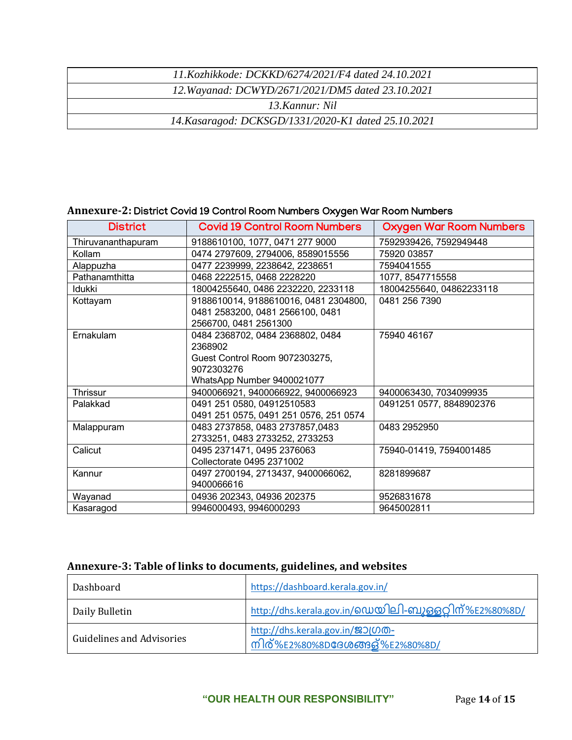| *11.Kozhikkode: DCKKD/6274/2021/F4 dated 24.10.2021* |
|---|
| *12.Wayanad: DCWYD/2671/2021/DM5 dated 23.10.2021* |
| *13.Kannur: Nil* |
| *14.Kasaragod: DCKSGD/1331/2020-K1 dated 25.10.2021* |

**Annexure-2:** District Covid 19 Control Room Numbers Oxygen War Room Numbers

| District | Covid 19 Control Room Numbers | Oxygen War Room Numbers |
|---|---|---|
| Thiruvananthapuram | 9188610100, 1077, 0471 277 9000 | 7592939426, 7592949448 |
| Kollam | 0474 2797609, 2794006, 8589015556 | 75920 03857 |
| Alappuzha | 0477 2239999, 2238642, 2238651 | 7594041555 |
| Pathanamthitta | 0468 2222515, 0468 2228220 | 1077, 8547715558 |
| Idukki | 18004255640, 0486 2232220, 2233118 | 18004255640, 04862233118 |
| Kottayam | 9188610014, 9188610016, 0481 2304800, 0481 2583200, 0481 2566100, 0481 2566700, 0481 2561300 | 0481 256 7390 |
| Ernakulam | 0484 2368702, 0484 2368802, 0484 2368902<br>Guest Control Room 9072303275, 9072303276<br>WhatsApp Number 9400021077 | 75940 46167 |
| Thrissur | 9400066921, 9400066922, 9400066923 | 9400063430, 7034099935 |
| Palakkad | 0491 251 0580, 04912510583<br>0491 251 0575, 0491 251 0576, 251 0574 | 0491251 0577, 8848902376 |
| Malappuram | 0483 2737858, 0483 2737857,0483 2733251, 0483 2733252, 2733253 | 0483 2952950 |
| Calicut | 0495 2371471, 0495 2376063<br>Collectorate 0495 2371002 | 75940-01419, 7594001485 |
| Kannur | 0497 2700194, 2713437, 9400066062, 9400066616 | 8281899687 |
| Wayanad | 04936 202343, 04936 202375 | 9526831678 |
| Kasaragod | 9946000493, 9946000293 | 9645002811 |

**Annexure-3: Table of links to documents, guidelines, and websites**

| Dashboard | https://dashboard.kerala.gov.in/ |
|---|---|
| Daily Bulletin | http://dhs.kerala.gov.in/ഡെയിലി-ബുള്ളറ്റിന്%E2%80%8D/ |
| Guidelines and Advisories | http://dhs.kerala.gov.in/ജാഗ്രത-നിര്%E2%80%8Dദേശങ്ങള്%E2%80%8D/ |

**"OUR HEALTH OUR RESPONSIBILITY"**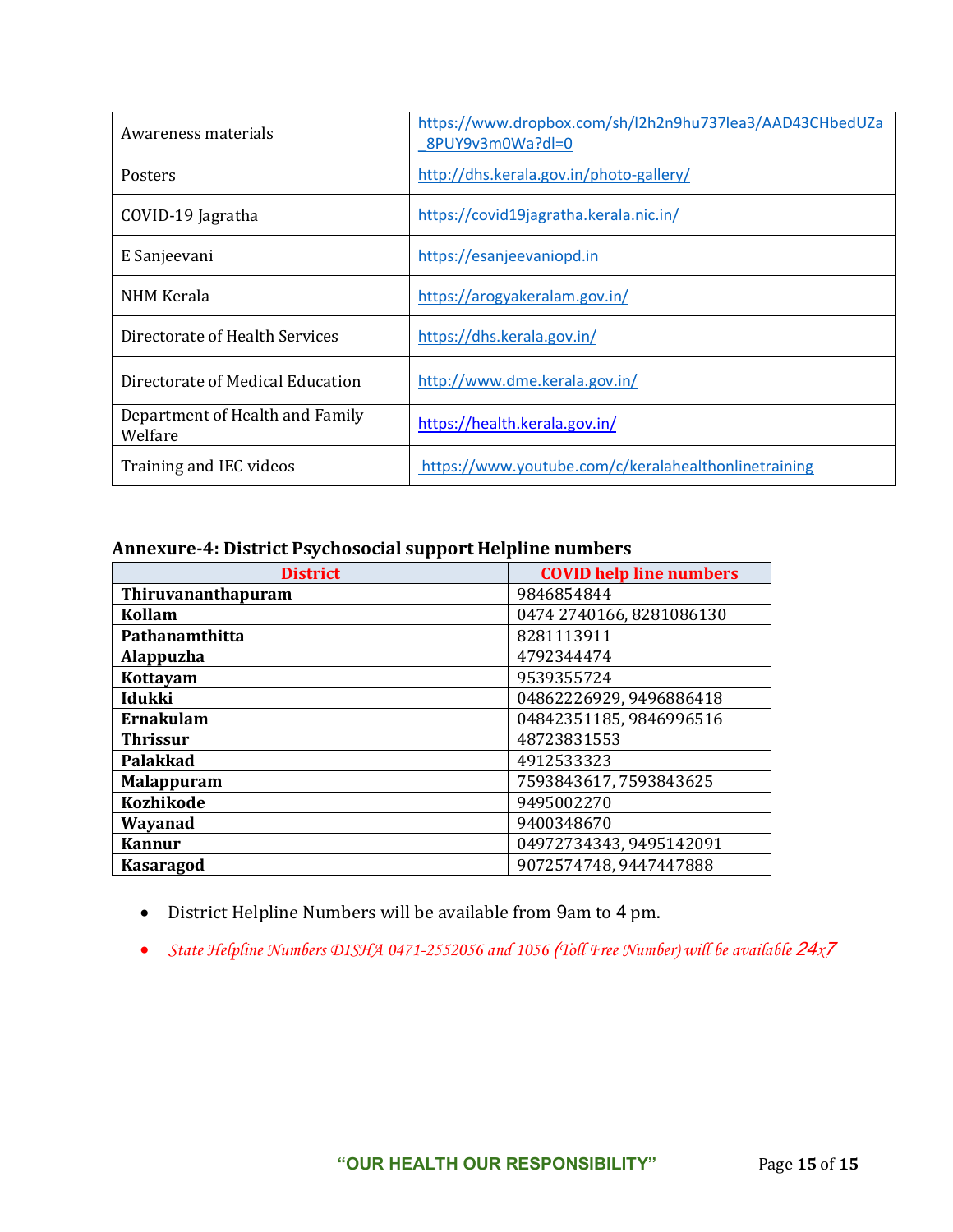| | |
|---|---|
| Awareness materials | https://www.dropbox.com/sh/l2h2n9hu737lea3/AAD43CHbedUZa_8PUY9v3m0Wa?dl=0 |
| Posters | http://dhs.kerala.gov.in/photo-gallery/ |
| COVID-19 Jagratha | https://covid19jagratha.kerala.nic.in/ |
| E Sanjeevani | https://esanjeevaniopd.in |
| NHM Kerala | https://arogyakeralam.gov.in/ |
| Directorate of Health Services | https://dhs.kerala.gov.in/ |
| Directorate of Medical Education | http://www.dme.kerala.gov.in/ |
| Department of Health and Family Welfare | https://health.kerala.gov.in/ |
| Training and IEC videos | https://www.youtube.com/c/keralahealthonlinetraining |

### Annexure-4: District Psychosocial support Helpline numbers

| District | COVID help line numbers |
|---|---|
| **Thiruvananthapuram** | 9846854844 |
| **Kollam** | 0474 2740166, 8281086130 |
| **Pathanamthitta** | 8281113911 |
| **Alappuzha** | 4792344474 |
| **Kottayam** | 9539355724 |
| **Idukki** | 04862226929, 9496886418 |
| **Ernakulam** | 04842351185, 9846996516 |
| **Thrissur** | 48723831553 |
| **Palakkad** | 4912533323 |
| **Malappuram** | 7593843617, 7593843625 |
| **Kozhikode** | 9495002270 |
| **Wayanad** | 9400348670 |
| **Kannur** | 04972734343, 9495142091 |
| **Kasaragod** | 9072574748, 9447447888 |

- District Helpline Numbers will be available from 9am to 4 pm.
- *State Helpline Numbers DISHA 0471-2552056 and 1056 (Toll Free Number) will be available 24x7*

"OUR HEALTH OUR RESPONSIBILITY"